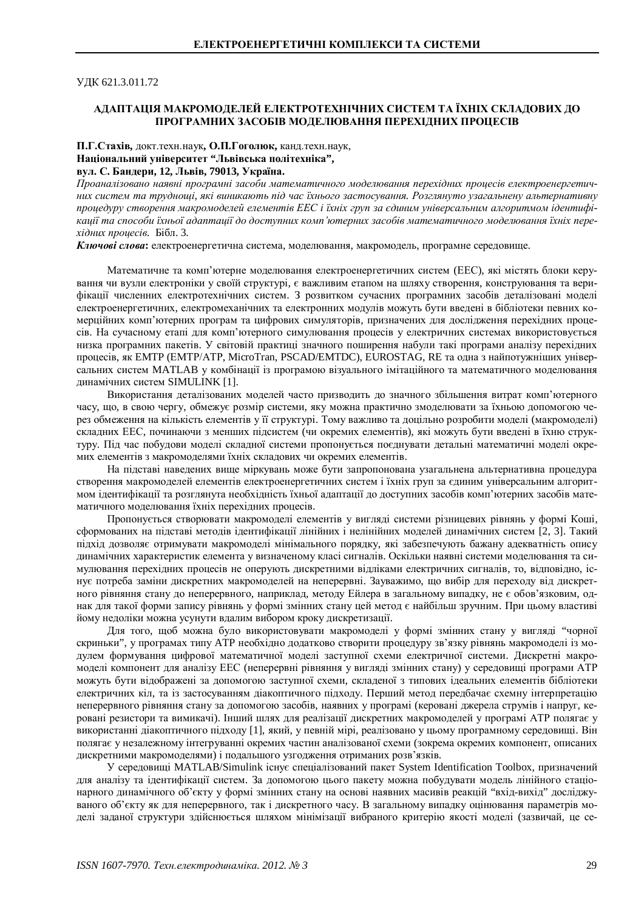УДК 621.3.011.72

## АДАПТАЦІЯ МАКРОМОДЕЛЕЙ ЕЛЕКТРОТЕХНІЧНИХ СИСТЕМ ТА ЇХНІХ СКЛАДОВИХ ДО ПРОГРАМНИХ ЗАСОБІВ МОДЕЛЮВАННЯ ПЕРЕХІДНИХ ПРОЦЕСІВ

**П.Г.Стахів,** докт.техн.наук**, О.П.Гоголюк,** канд.техн.наук,
**Національний університет "Львівська політехніка",**
**вул. С. Бандери, 12, Львів, 79013, Україна.**

*Проаналізовано наявні програмні засоби математичного моделювання перехідних процесів електроенергетичних систем та труднощі, які виникають під час їхнього застосування. Розглянуто узагальнену альтернативну процедуру створення макромоделей елементів ЕЕС і їхніх груп за єдиним універсальним алгоритмом ідентифікації та способи їхньої адаптації до доступних комп'ютерних засобів математичного моделювання їхніх перехідних процесів.* Бібл. 3.

***Ключові слова*:** електроенергетична система, моделювання, макромодель, програмне середовище.

Математичне та комп'ютерне моделювання електроенергетичних систем (ЕЕС), які містять блоки керування чи вузли електроніки у своїй структурі, є важливим етапом на шляху створення, конструювання та верифікації численних електротехнічних систем. З розвитком сучасних програмних засобів деталізовані моделі електроенергетичних, електромеханічних та електронних модулів можуть бути введені в бібліотеки певних комерційних комп'ютерних програм та цифрових симуляторів, призначених для дослідження перехідних процесів. На сучасному етапі для комп'ютерного симулювання процесів у електричних системах використовується низка програмних пакетів. У світовій практиці значного поширення набули такі програми аналізу перехідних процесів, як EMTP (EMTP/ATP, MicroTran, PSCAD/EMTDC), EUROSTAG, RE та одна з найпотужніших універсальних систем MATLAB у комбінації із програмою візуального імітаційного та математичного моделювання динамічних систем SIMULINK [1].

Використання деталізованих моделей часто призводить до значного збільшення витрат комп'ютерного часу, що, в свою чергу, обмежує розмір системи, яку можна практично змоделювати за їхньою допомогою через обмеження на кількість елементів у її структурі. Тому важливо та доцільно розробити моделі (макромоделі) складних ЕЕС, починаючи з менших підсистем (чи окремих елементів), які можуть бути введені в їхню структуру. Під час побудови моделі складної системи пропонується поєднувати детальні математичні моделі окремих елементів з макромоделями їхніх складових чи окремих елементів.

На підставі наведених вище міркувань може бути запропонована узагальнена альтернативна процедура створення макромоделей елементів електроенергетичних систем і їхніх груп за єдиним універсальним алгоритмом ідентифікації та розглянута необхідність їхньої адаптації до доступних засобів комп'ютерних засобів математичного моделювання їхніх перехідних процесів.

Пропонується створювати макромоделі елементів у вигляді системи різницевих рівнянь у формі Коші, сформованих на підставі методів ідентифікації лінійних і нелінійних моделей динамічних систем [2, 3]. Такий підхід дозволяє отримувати макромоделі мінімального порядку, які забезпечують бажану адекватність опису динамічних характеристик елемента у визначеному класі сигналів. Оскільки наявні системи моделювання та симулювання перехідних процесів не оперують дискретними відліками електричних сигналів, то, відповідно, існує потреба заміни дискретних макромоделей на неперервні. Зауважимо, що вибір для переходу від дискретного рівняння стану до неперервного, наприклад, методу Ейлера в загальному випадку, не є обов'язковим, однак для такої форми запису рівнянь у формі змінних стану цей метод є найбільш зручним. При цьому властиві йому недоліки можна усунути вдалим вибором кроку дискретизації.

Для того, щоб можна було використовувати макромоделі у формі змінних стану у вигляді "чорної скриньки", у програмах типу ATP необхідно додатково створити процедуру зв'язку рівнянь макромоделі із модулем формування цифрової математичної моделі заступної схеми електричної системи. Дискретні макромоделі компонент для аналізу ЕЕС (неперервні рівняння у вигляді змінних стану) у середовищі програми ATP можуть бути відображені за допомогою заступної схеми, складеної з типових ідеальних елементів бібліотеки електричних кіл, та із застосуванням діакоптичного підходу. Перший метод передбачає схемну інтерпретацію неперервного рівняння стану за допомогою засобів, наявних у програмі (керовані джерела струмів і напруг, керовані резистори та вимикачі). Інший шлях для реалізації дискретних макромоделей у програмі ATP полягає у використанні діакоптичного підходу [1], який, у певній мірі, реалізовано у цьому програмному середовищі. Він полягає у незалежному інтегруванні окремих частин аналізованої схеми (зокрема окремих компонент, описаних дискретними макромоделями) і подальшого узгодження отриманих розв'язків.

У середовищі MATLAB/Simulink існує спеціалізований пакет System Identification Toolbox, призначений для аналізу та ідентифікації систем. За допомогою цього пакету можна побудувати модель лінійного стаціонарного динамічного об'єкту у формі змінних стану на основі наявних масивів реакцій "вхід-вихід" досліджуваного об'єкту як для неперервного, так і дискретного часу. В загальному випадку оцінювання параметрів моделі заданої структури здійснюється шляхом мінімізації вибраного критерію якості моделі (зазвичай, це се-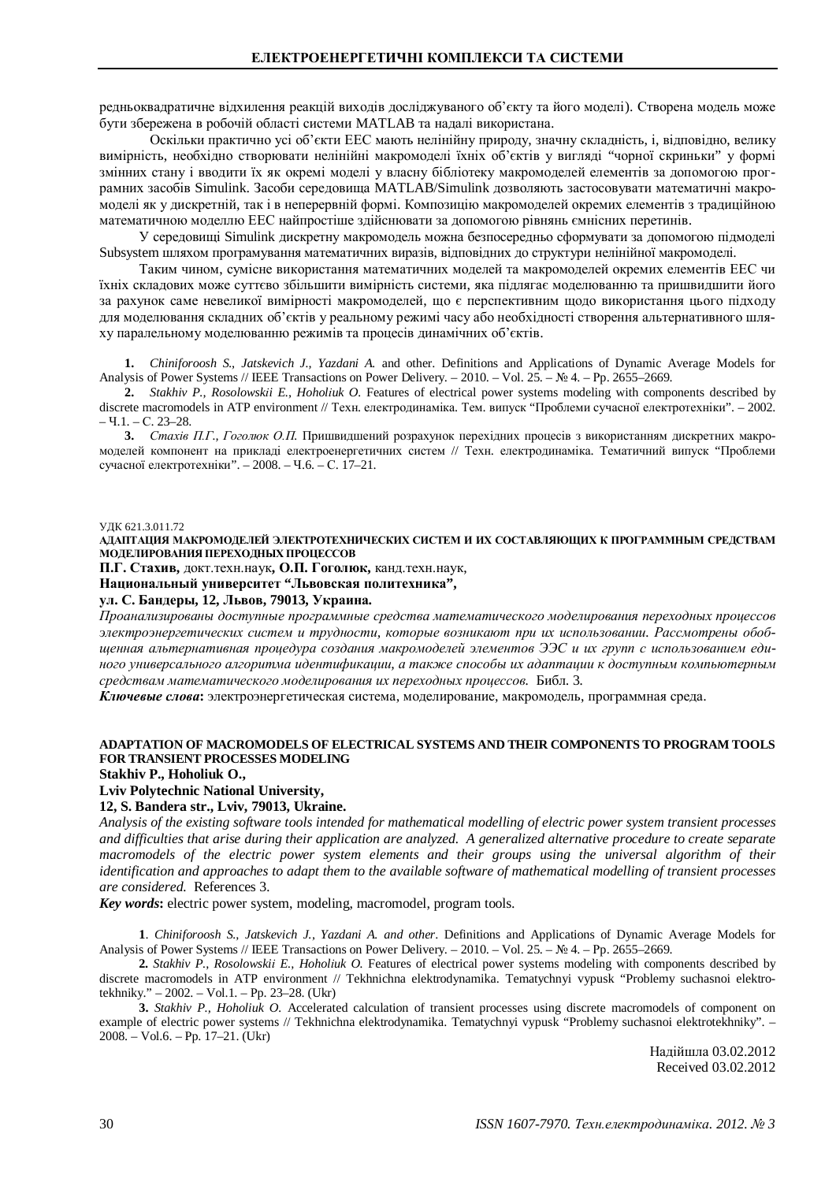редньоквадратичне відхилення реакцій виходів досліджуваного об'єкту та його моделі). Створена модель може бути збережена в робочій області системи MATLAB та надалі використана.

Оскільки практично усі об'єкти ЕЕС мають нелінійну природу, значну складність, і, відповідно, велику вимірність, необхідно створювати нелінійні макромоделі їхніх об'єктів у вигляді "чорної скриньки" у формі змінних стану і вводити їх як окремі моделі у власну бібліотеку макромоделей елементів за допомогою програмних засобів Simulink. Засоби середовища MATLAB/Simulink дозволяють застосовувати математичні макромоделі як у дискретній, так і в неперервній формі. Композицію макромоделей окремих елементів з традиційною математичною моделлю ЕЕС найпростіше здійснювати за допомогою рівнянь ємнісних перетинів.

У середовищі Simulink дискретну макромодель можна безпосередньо сформувати за допомогою підмоделі Subsystem шляхом програмування математичних виразів, відповідних до структури нелінійної макромоделі.

Таким чином, сумісне використання математичних моделей та макромоделей окремих елементів ЕЕС чи їхніх складових може суттєво збільшити вимірність системи, яка підлягає моделюванню та пришвидшити його за рахунок саме невеликої вимірності макромоделей, що є перспективним щодо використання цього підходу для моделювання складних об'єктів у реальному режимі часу або необхідності створення альтернативного шляху паралельному моделюванню режимів та процесів динамічних об'єктів.

**1.** *Chiniforoosh S., Jatskevich J., Yazdani A.* and other. Definitions and Applications of Dynamic Average Models for Analysis of Power Systems // IEEE Transactions on Power Delivery. – 2010. – Vol. 25. – № 4. – Pp. 2655–2669.

**2.** *Stakhiv P., Rosolowskii E., Hoholiuk O.* Features of electrical power systems modeling with components described by discrete macromodels in ATP environment // Техн. електродинаміка. Тем. випуск "Проблеми сучасної електротехніки". – 2002. – Ч.1. – С. 23–28.

**3.** *Стахів П.Г., Гоголюк О.П.* Пришвидшений розрахунок перехідних процесів з використанням дискретних макромоделей компонент на прикладі електроенергетичних систем // Техн. електродинаміка. Тематичний випуск "Проблеми сучасної електротехніки". – 2008. – Ч.6. – С. 17–21.

УДК 621.3.011.72

**АДАПТАЦИЯ МАКРОМОДЕЛЕЙ ЭЛЕКТРОТЕХНИЧЕСКИХ СИСТЕМ И ИХ СОСТАВЛЯЮЩИХ К ПРОГРАММНЫМ СРЕДСТВАМ МОДЕЛИРОВАНИЯ ПЕРЕХОДНЫХ ПРОЦЕССОВ**

**П.Г. Стахив,** докт.техн.наук**, О.П. Гоголюк,** канд.техн.наук,
**Национальный университет "Львовская политехника",**
**ул. С. Бандеры, 12, Львов, 79013, Украина.**

*Проанализированы доступные программные средства математического моделирования переходных процессов электроэнергетических систем и трудности, которые возникают при их использовании. Рассмотрены обобщенная альтернативная процедура создания макромоделей элементов ЭЭС и их групп с использованием единого универсального алгоритма идентификации, а также способы их адаптации к доступным компьютерным средствам математического моделирования их переходных процессов.* Библ. 3.

***Ключевые слова*:** электроэнергетическая система, моделирование, макромодель, программная среда.

**ADAPTATION OF MACROMODELS OF ELECTRICAL SYSTEMS AND THEIR COMPONENTS TO PROGRAM TOOLS FOR TRANSIENT PROCESSES MODELING**

**Stakhiv P., Hoholiuk O.,**
**Lviv Polytechnic National University,**
**12, S. Bandera str., Lviv, 79013, Ukraine.**

*Analysis of the existing software tools intended for mathematical modelling of electric power system transient processes and difficulties that arise during their application are analyzed. A generalized alternative procedure to create separate macromodels of the electric power system elements and their groups using the universal algorithm of their identification and approaches to adapt them to the available software of mathematical modelling of transient processes are considered.* References 3.

***Key words*:** electric power system, modeling, macromodel, program tools.

**1**. *Chiniforoosh S., Jatskevich J., Yazdani A. and other*. Definitions and Applications of Dynamic Average Models for Analysis of Power Systems // IEEE Transactions on Power Delivery. – 2010. – Vol. 25. – № 4. – Pp. 2655–2669.

**2.** *Stakhiv P., Rosolowskii E., Hoholiuk O.* Features of electrical power systems modeling with components described by discrete macromodels in ATP environment // Tekhnichna elektrodynamika. Tematychnyi vypusk "Problemy suchasnoi elektrotekhniky." – 2002. – Vol.1. – Pp. 23–28. (Ukr)

**3.** *Stakhiv P., Hoholiuk O.* Accelerated calculation of transient processes using discrete macromodels of component on example of electric power systems // Tekhnichna elektrodynamika. Tematychnyi vypusk "Problemy suchasnoi elektrotekhniky". – 2008. – Vol.6. – Pp. 17–21. (Ukr)

Надійшла 03.02.2012
Received 03.02.2012